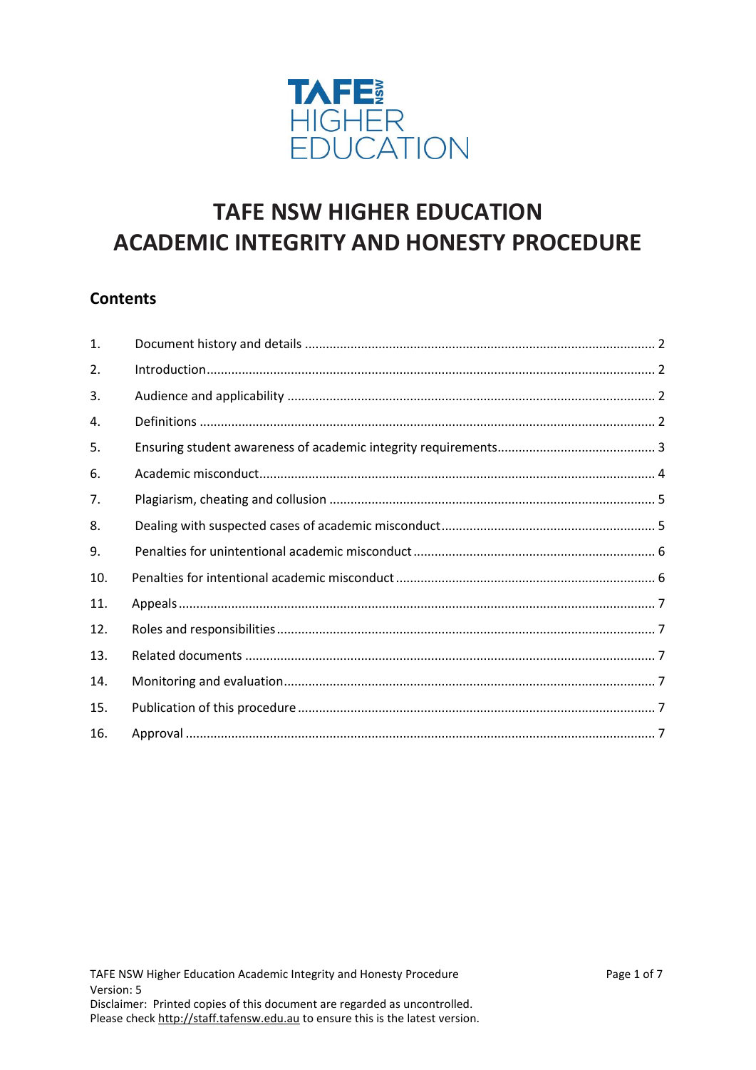TAFE NSW HIGHER EDUCATION

# TAFE NSW HIGHER EDUCATION ACADEMIC INTEGRITY AND HONESTY PROCEDURE

## Contents

| | | |
|---|---|---|
| 1. | Document history and details | 2 |
| 2. | Introduction | 2 |
| 3. | Audience and applicability | 2 |
| 4. | Definitions | 2 |
| 5. | Ensuring student awareness of academic integrity requirements | 3 |
| 6. | Academic misconduct | 4 |
| 7. | Plagiarism, cheating and collusion | 5 |
| 8. | Dealing with suspected cases of academic misconduct | 5 |
| 9. | Penalties for unintentional academic misconduct | 6 |
| 10. | Penalties for intentional academic misconduct | 6 |
| 11. | Appeals | 7 |
| 12. | Roles and responsibilities | 7 |
| 13. | Related documents | 7 |
| 14. | Monitoring and evaluation | 7 |
| 15. | Publication of this procedure | 7 |
| 16. | Approval | 7 |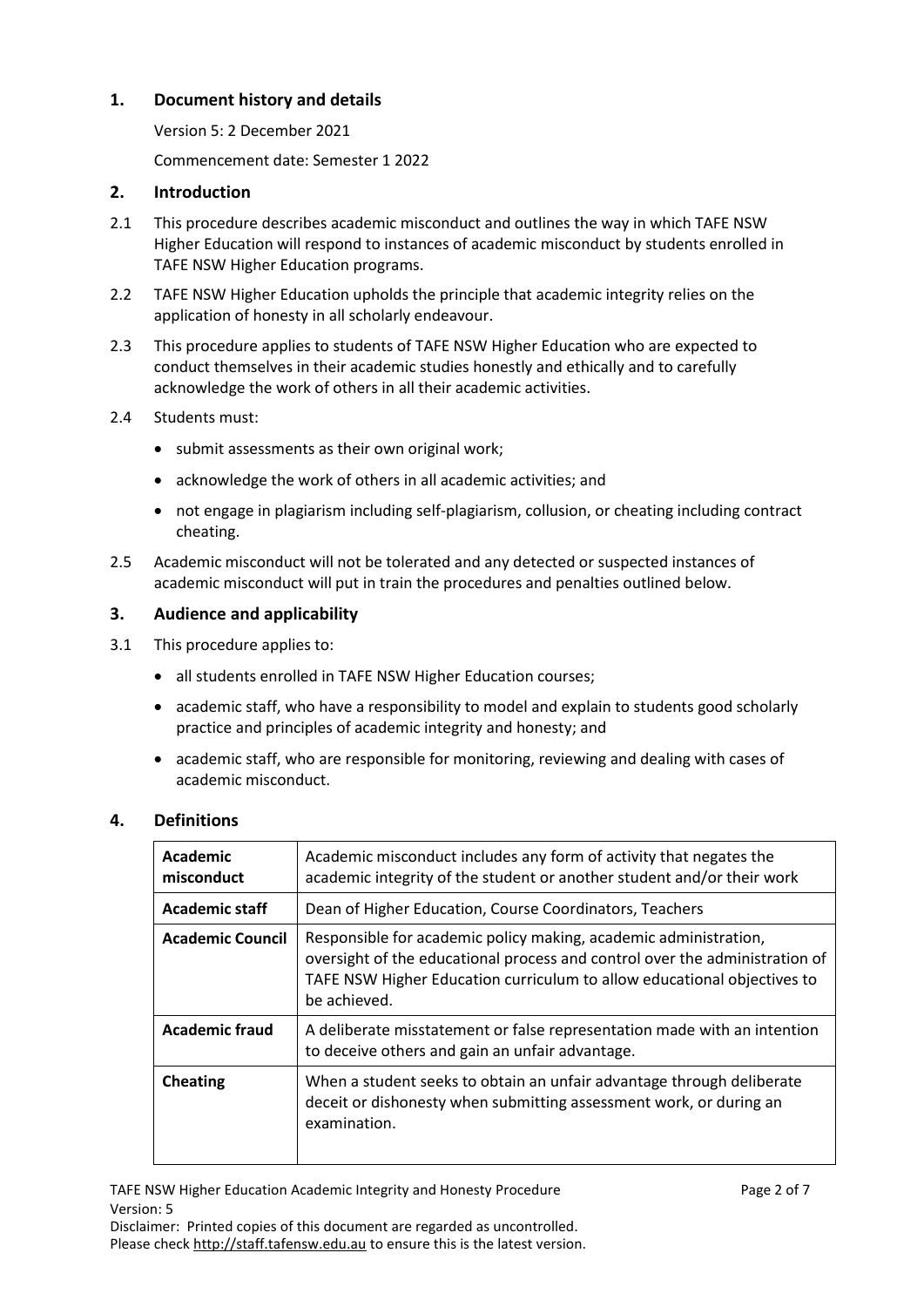## 1. Document history and details

Version 5: 2 December 2021

Commencement date: Semester 1 2022

## 2. Introduction

2.1 This procedure describes academic misconduct and outlines the way in which TAFE NSW Higher Education will respond to instances of academic misconduct by students enrolled in TAFE NSW Higher Education programs.

2.2 TAFE NSW Higher Education upholds the principle that academic integrity relies on the application of honesty in all scholarly endeavour.

2.3 This procedure applies to students of TAFE NSW Higher Education who are expected to conduct themselves in their academic studies honestly and ethically and to carefully acknowledge the work of others in all their academic activities.

2.4 Students must:

- submit assessments as their own original work;
- acknowledge the work of others in all academic activities; and
- not engage in plagiarism including self-plagiarism, collusion, or cheating including contract cheating.

2.5 Academic misconduct will not be tolerated and any detected or suspected instances of academic misconduct will put in train the procedures and penalties outlined below.

## 3. Audience and applicability

3.1 This procedure applies to:

- all students enrolled in TAFE NSW Higher Education courses;
- academic staff, who have a responsibility to model and explain to students good scholarly practice and principles of academic integrity and honesty; and
- academic staff, who are responsible for monitoring, reviewing and dealing with cases of academic misconduct.

## 4. Definitions

| | |
|---|---|
| **Academic misconduct** | Academic misconduct includes any form of activity that negates the academic integrity of the student or another student and/or their work |
| **Academic staff** | Dean of Higher Education, Course Coordinators, Teachers |
| **Academic Council** | Responsible for academic policy making, academic administration, oversight of the educational process and control over the administration of TAFE NSW Higher Education curriculum to allow educational objectives to be achieved. |
| **Academic fraud** | A deliberate misstatement or false representation made with an intention to deceive others and gain an unfair advantage. |
| **Cheating** | When a student seeks to obtain an unfair advantage through deliberate deceit or dishonesty when submitting assessment work, or during an examination. |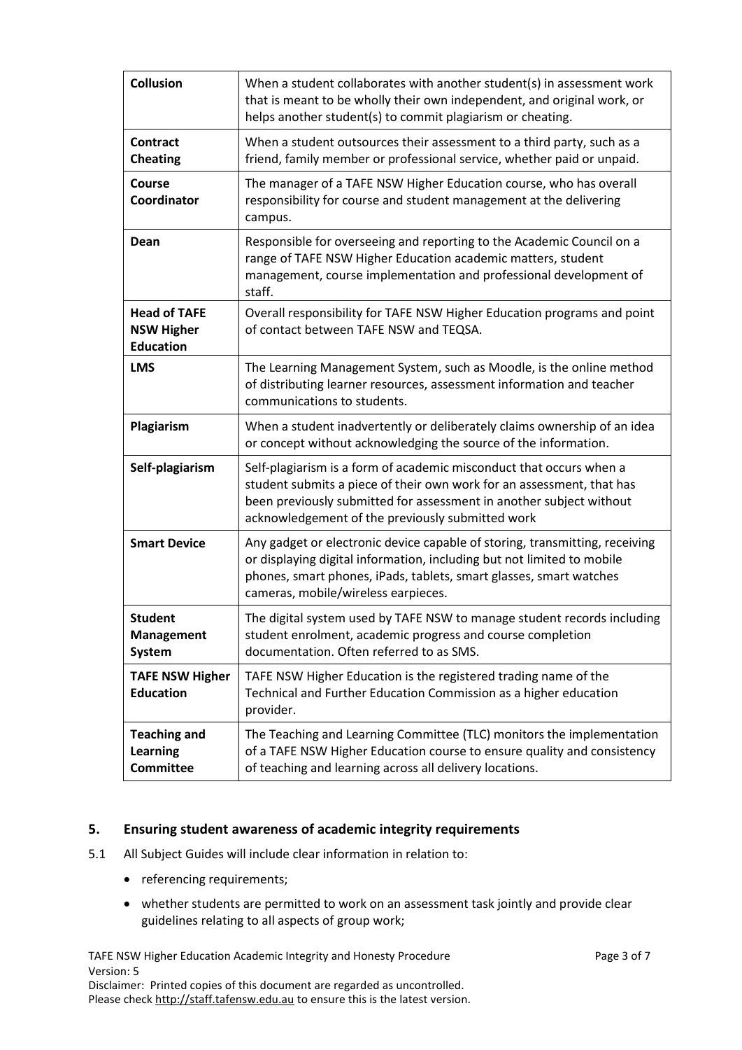| | |
|---|---|
| **Collusion** | When a student collaborates with another student(s) in assessment work that is meant to be wholly their own independent, and original work, or helps another student(s) to commit plagiarism or cheating. |
| **Contract Cheating** | When a student outsources their assessment to a third party, such as a friend, family member or professional service, whether paid or unpaid. |
| **Course Coordinator** | The manager of a TAFE NSW Higher Education course, who has overall responsibility for course and student management at the delivering campus. |
| **Dean** | Responsible for overseeing and reporting to the Academic Council on a range of TAFE NSW Higher Education academic matters, student management, course implementation and professional development of staff. |
| **Head of TAFE NSW Higher Education** | Overall responsibility for TAFE NSW Higher Education programs and point of contact between TAFE NSW and TEQSA. |
| **LMS** | The Learning Management System, such as Moodle, is the online method of distributing learner resources, assessment information and teacher communications to students. |
| **Plagiarism** | When a student inadvertently or deliberately claims ownership of an idea or concept without acknowledging the source of the information. |
| **Self-plagiarism** | Self-plagiarism is a form of academic misconduct that occurs when a student submits a piece of their own work for an assessment, that has been previously submitted for assessment in another subject without acknowledgement of the previously submitted work |
| **Smart Device** | Any gadget or electronic device capable of storing, transmitting, receiving or displaying digital information, including but not limited to mobile phones, smart phones, iPads, tablets, smart glasses, smart watches cameras, mobile/wireless earpieces. |
| **Student Management System** | The digital system used by TAFE NSW to manage student records including student enrolment, academic progress and course completion documentation. Often referred to as SMS. |
| **TAFE NSW Higher Education** | TAFE NSW Higher Education is the registered trading name of the Technical and Further Education Commission as a higher education provider. |
| **Teaching and Learning Committee** | The Teaching and Learning Committee (TLC) monitors the implementation of a TAFE NSW Higher Education course to ensure quality and consistency of teaching and learning across all delivery locations. |

## 5. Ensuring student awareness of academic integrity requirements

5.1 All Subject Guides will include clear information in relation to:

- referencing requirements;
- whether students are permitted to work on an assessment task jointly and provide clear guidelines relating to all aspects of group work;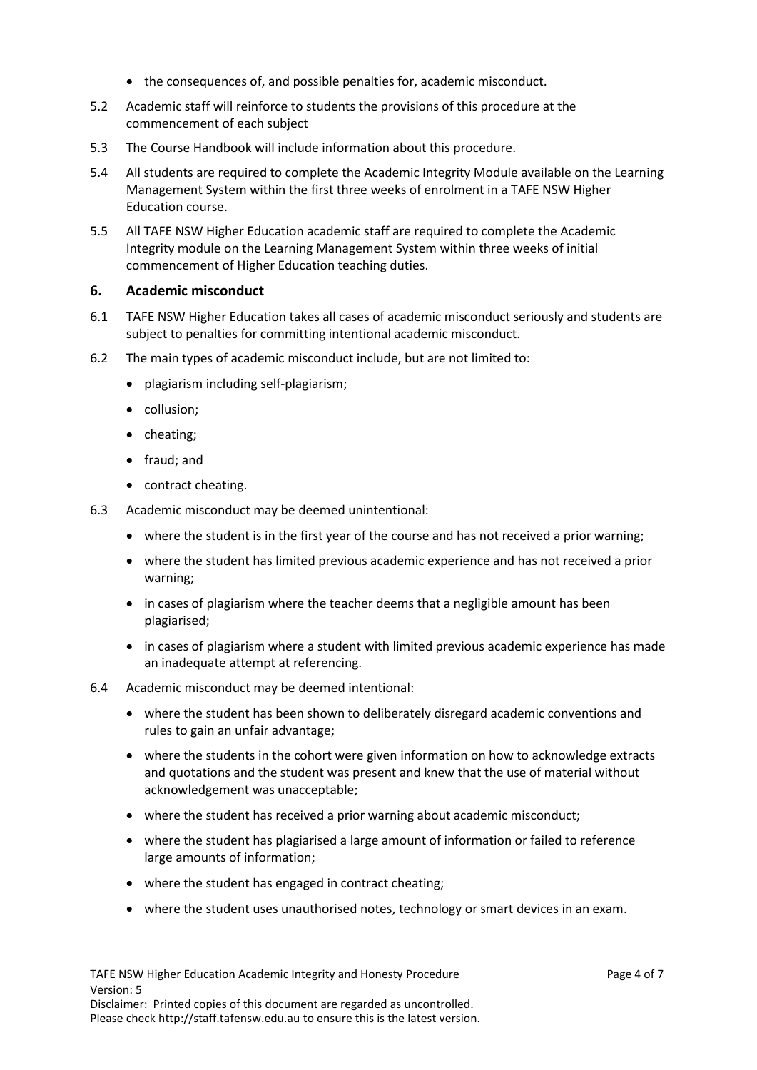- the consequences of, and possible penalties for, academic misconduct.

5.2 Academic staff will reinforce to students the provisions of this procedure at the commencement of each subject

5.3 The Course Handbook will include information about this procedure.

5.4 All students are required to complete the Academic Integrity Module available on the Learning Management System within the first three weeks of enrolment in a TAFE NSW Higher Education course.

5.5 All TAFE NSW Higher Education academic staff are required to complete the Academic Integrity module on the Learning Management System within three weeks of initial commencement of Higher Education teaching duties.

## 6. Academic misconduct

6.1 TAFE NSW Higher Education takes all cases of academic misconduct seriously and students are subject to penalties for committing intentional academic misconduct.

6.2 The main types of academic misconduct include, but are not limited to:

- plagiarism including self-plagiarism;
- collusion;
- cheating;
- fraud; and
- contract cheating.

6.3 Academic misconduct may be deemed unintentional:

- where the student is in the first year of the course and has not received a prior warning;
- where the student has limited previous academic experience and has not received a prior warning;
- in cases of plagiarism where the teacher deems that a negligible amount has been plagiarised;
- in cases of plagiarism where a student with limited previous academic experience has made an inadequate attempt at referencing.

6.4 Academic misconduct may be deemed intentional:

- where the student has been shown to deliberately disregard academic conventions and rules to gain an unfair advantage;
- where the students in the cohort were given information on how to acknowledge extracts and quotations and the student was present and knew that the use of material without acknowledgement was unacceptable;
- where the student has received a prior warning about academic misconduct;
- where the student has plagiarised a large amount of information or failed to reference large amounts of information;
- where the student has engaged in contract cheating;
- where the student uses unauthorised notes, technology or smart devices in an exam.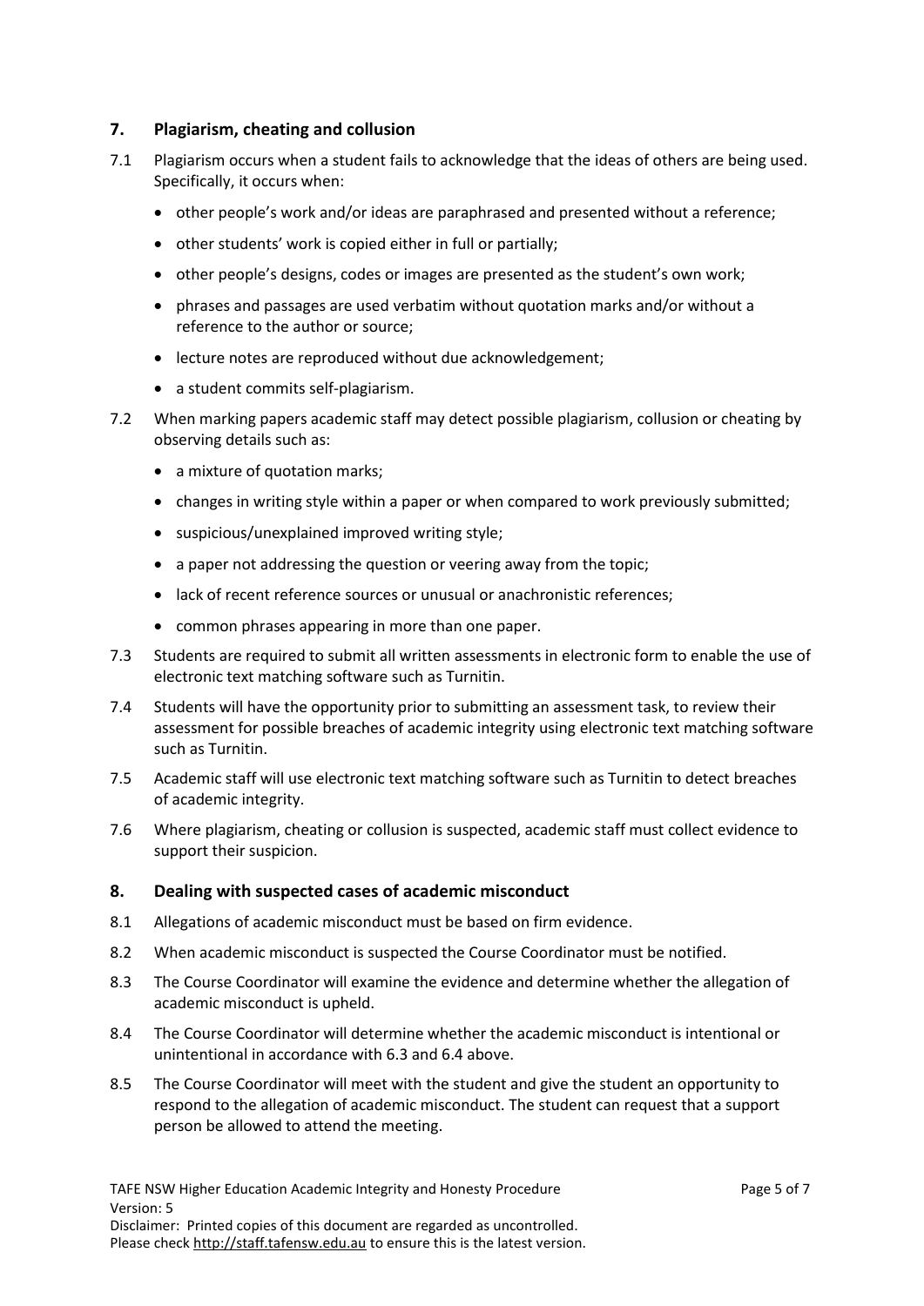## 7. Plagiarism, cheating and collusion

7.1 Plagiarism occurs when a student fails to acknowledge that the ideas of others are being used. Specifically, it occurs when:

- other people's work and/or ideas are paraphrased and presented without a reference;
- other students' work is copied either in full or partially;
- other people's designs, codes or images are presented as the student's own work;
- phrases and passages are used verbatim without quotation marks and/or without a reference to the author or source;
- lecture notes are reproduced without due acknowledgement;
- a student commits self-plagiarism.

7.2 When marking papers academic staff may detect possible plagiarism, collusion or cheating by observing details such as:

- a mixture of quotation marks;
- changes in writing style within a paper or when compared to work previously submitted;
- suspicious/unexplained improved writing style;
- a paper not addressing the question or veering away from the topic;
- lack of recent reference sources or unusual or anachronistic references;
- common phrases appearing in more than one paper.

7.3 Students are required to submit all written assessments in electronic form to enable the use of electronic text matching software such as Turnitin.

7.4 Students will have the opportunity prior to submitting an assessment task, to review their assessment for possible breaches of academic integrity using electronic text matching software such as Turnitin.

7.5 Academic staff will use electronic text matching software such as Turnitin to detect breaches of academic integrity.

7.6 Where plagiarism, cheating or collusion is suspected, academic staff must collect evidence to support their suspicion.

## 8. Dealing with suspected cases of academic misconduct

8.1 Allegations of academic misconduct must be based on firm evidence.

8.2 When academic misconduct is suspected the Course Coordinator must be notified.

8.3 The Course Coordinator will examine the evidence and determine whether the allegation of academic misconduct is upheld.

8.4 The Course Coordinator will determine whether the academic misconduct is intentional or unintentional in accordance with 6.3 and 6.4 above.

8.5 The Course Coordinator will meet with the student and give the student an opportunity to respond to the allegation of academic misconduct. The student can request that a support person be allowed to attend the meeting.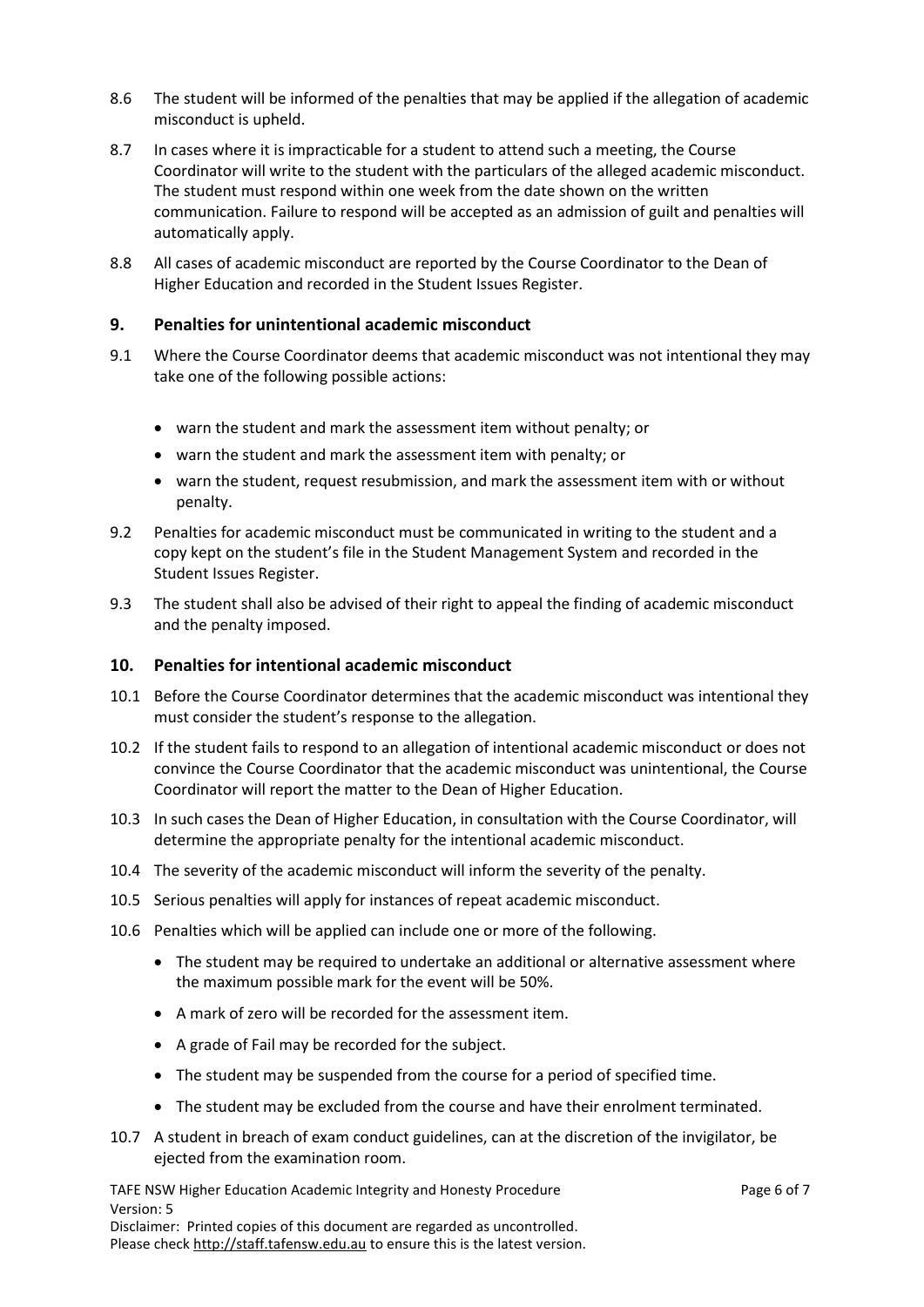8.6 The student will be informed of the penalties that may be applied if the allegation of academic misconduct is upheld.

8.7 In cases where it is impracticable for a student to attend such a meeting, the Course Coordinator will write to the student with the particulars of the alleged academic misconduct. The student must respond within one week from the date shown on the written communication. Failure to respond will be accepted as an admission of guilt and penalties will automatically apply.

8.8 All cases of academic misconduct are reported by the Course Coordinator to the Dean of Higher Education and recorded in the Student Issues Register.

## 9. Penalties for unintentional academic misconduct

9.1 Where the Course Coordinator deems that academic misconduct was not intentional they may take one of the following possible actions:

- warn the student and mark the assessment item without penalty; or
- warn the student and mark the assessment item with penalty; or
- warn the student, request resubmission, and mark the assessment item with or without penalty.

9.2 Penalties for academic misconduct must be communicated in writing to the student and a copy kept on the student's file in the Student Management System and recorded in the Student Issues Register.

9.3 The student shall also be advised of their right to appeal the finding of academic misconduct and the penalty imposed.

## 10. Penalties for intentional academic misconduct

10.1 Before the Course Coordinator determines that the academic misconduct was intentional they must consider the student's response to the allegation.

10.2 If the student fails to respond to an allegation of intentional academic misconduct or does not convince the Course Coordinator that the academic misconduct was unintentional, the Course Coordinator will report the matter to the Dean of Higher Education.

10.3 In such cases the Dean of Higher Education, in consultation with the Course Coordinator, will determine the appropriate penalty for the intentional academic misconduct.

10.4 The severity of the academic misconduct will inform the severity of the penalty.

10.5 Serious penalties will apply for instances of repeat academic misconduct.

10.6 Penalties which will be applied can include one or more of the following.

- The student may be required to undertake an additional or alternative assessment where the maximum possible mark for the event will be 50%.
- A mark of zero will be recorded for the assessment item.
- A grade of Fail may be recorded for the subject.
- The student may be suspended from the course for a period of specified time.
- The student may be excluded from the course and have their enrolment terminated.

10.7 A student in breach of exam conduct guidelines, can at the discretion of the invigilator, be ejected from the examination room.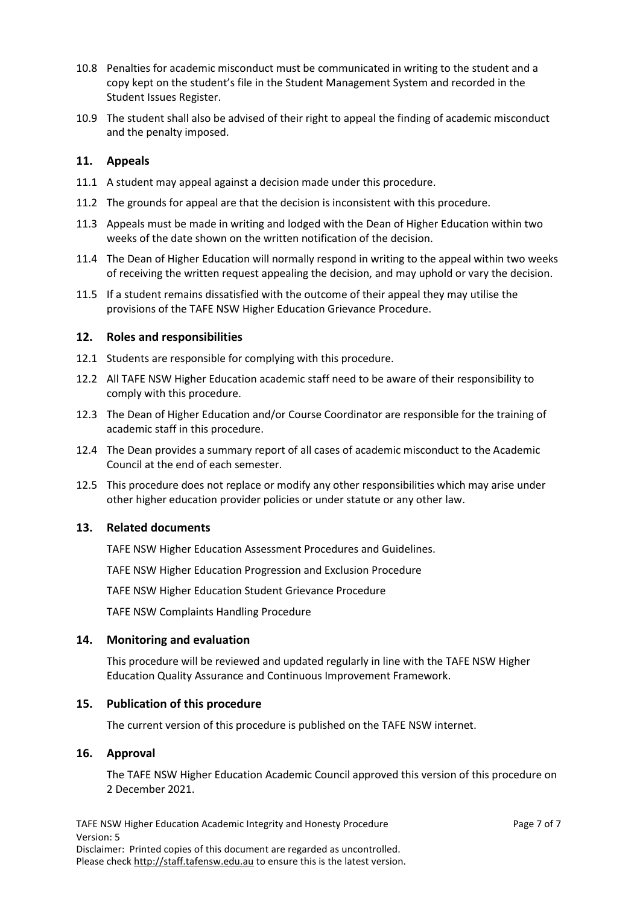10.8 Penalties for academic misconduct must be communicated in writing to the student and a copy kept on the student's file in the Student Management System and recorded in the Student Issues Register.

10.9 The student shall also be advised of their right to appeal the finding of academic misconduct and the penalty imposed.

## 11. Appeals

11.1 A student may appeal against a decision made under this procedure.

11.2 The grounds for appeal are that the decision is inconsistent with this procedure.

11.3 Appeals must be made in writing and lodged with the Dean of Higher Education within two weeks of the date shown on the written notification of the decision.

11.4 The Dean of Higher Education will normally respond in writing to the appeal within two weeks of receiving the written request appealing the decision, and may uphold or vary the decision.

11.5 If a student remains dissatisfied with the outcome of their appeal they may utilise the provisions of the TAFE NSW Higher Education Grievance Procedure.

## 12. Roles and responsibilities

12.1 Students are responsible for complying with this procedure.

12.2 All TAFE NSW Higher Education academic staff need to be aware of their responsibility to comply with this procedure.

12.3 The Dean of Higher Education and/or Course Coordinator are responsible for the training of academic staff in this procedure.

12.4 The Dean provides a summary report of all cases of academic misconduct to the Academic Council at the end of each semester.

12.5 This procedure does not replace or modify any other responsibilities which may arise under other higher education provider policies or under statute or any other law.

## 13. Related documents

TAFE NSW Higher Education Assessment Procedures and Guidelines.

TAFE NSW Higher Education Progression and Exclusion Procedure

TAFE NSW Higher Education Student Grievance Procedure

TAFE NSW Complaints Handling Procedure

## 14. Monitoring and evaluation

This procedure will be reviewed and updated regularly in line with the TAFE NSW Higher Education Quality Assurance and Continuous Improvement Framework.

## 15. Publication of this procedure

The current version of this procedure is published on the TAFE NSW internet.

## 16. Approval

The TAFE NSW Higher Education Academic Council approved this version of this procedure on 2 December 2021.